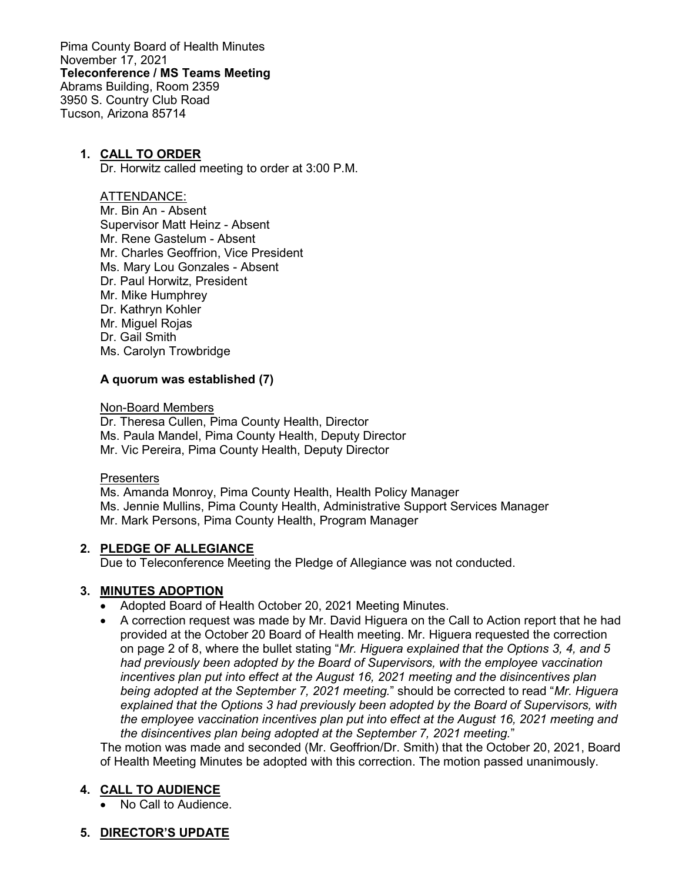Pima County Board of Health Minutes
November 17, 2021
**Teleconference / MS Teams Meeting**
Abrams Building, Room 2359
3950 S. Country Club Road
Tucson, Arizona 85714

1. **CALL TO ORDER**
   Dr. Horwitz called meeting to order at 3:00 P.M.

   ATTENDANCE:
   Mr. Bin An - Absent
   Supervisor Matt Heinz - Absent
   Mr. Rene Gastelum - Absent
   Mr. Charles Geoffrion, Vice President
   Ms. Mary Lou Gonzales - Absent
   Dr. Paul Horwitz, President
   Mr. Mike Humphrey
   Dr. Kathryn Kohler
   Mr. Miguel Rojas
   Dr. Gail Smith
   Ms. Carolyn Trowbridge

   **A quorum was established (7)**

   Non-Board Members
   Dr. Theresa Cullen, Pima County Health, Director
   Ms. Paula Mandel, Pima County Health, Deputy Director
   Mr. Vic Pereira, Pima County Health, Deputy Director

   Presenters
   Ms. Amanda Monroy, Pima County Health, Health Policy Manager
   Ms. Jennie Mullins, Pima County Health, Administrative Support Services Manager
   Mr. Mark Persons, Pima County Health, Program Manager

2. **PLEDGE OF ALLEGIANCE**
   Due to Teleconference Meeting the Pledge of Allegiance was not conducted.

3. **MINUTES ADOPTION**
   - Adopted Board of Health October 20, 2021 Meeting Minutes.
   - A correction request was made by Mr. David Higuera on the Call to Action report that he had provided at the October 20 Board of Health meeting. Mr. Higuera requested the correction on page 2 of 8, where the bullet stating "*Mr. Higuera explained that the Options 3, 4, and 5 had previously been adopted by the Board of Supervisors, with the employee vaccination incentives plan put into effect at the August 16, 2021 meeting and the disincentives plan being adopted at the September 7, 2021 meeting.*" should be corrected to read "*Mr. Higuera explained that the Options 3 had previously been adopted by the Board of Supervisors, with the employee vaccination incentives plan put into effect at the August 16, 2021 meeting and the disincentives plan being adopted at the September 7, 2021 meeting.*"

   The motion was made and seconded (Mr. Geoffrion/Dr. Smith) that the October 20, 2021, Board of Health Meeting Minutes be adopted with this correction. The motion passed unanimously.

4. **CALL TO AUDIENCE**
   - No Call to Audience.

5. **DIRECTOR'S UPDATE**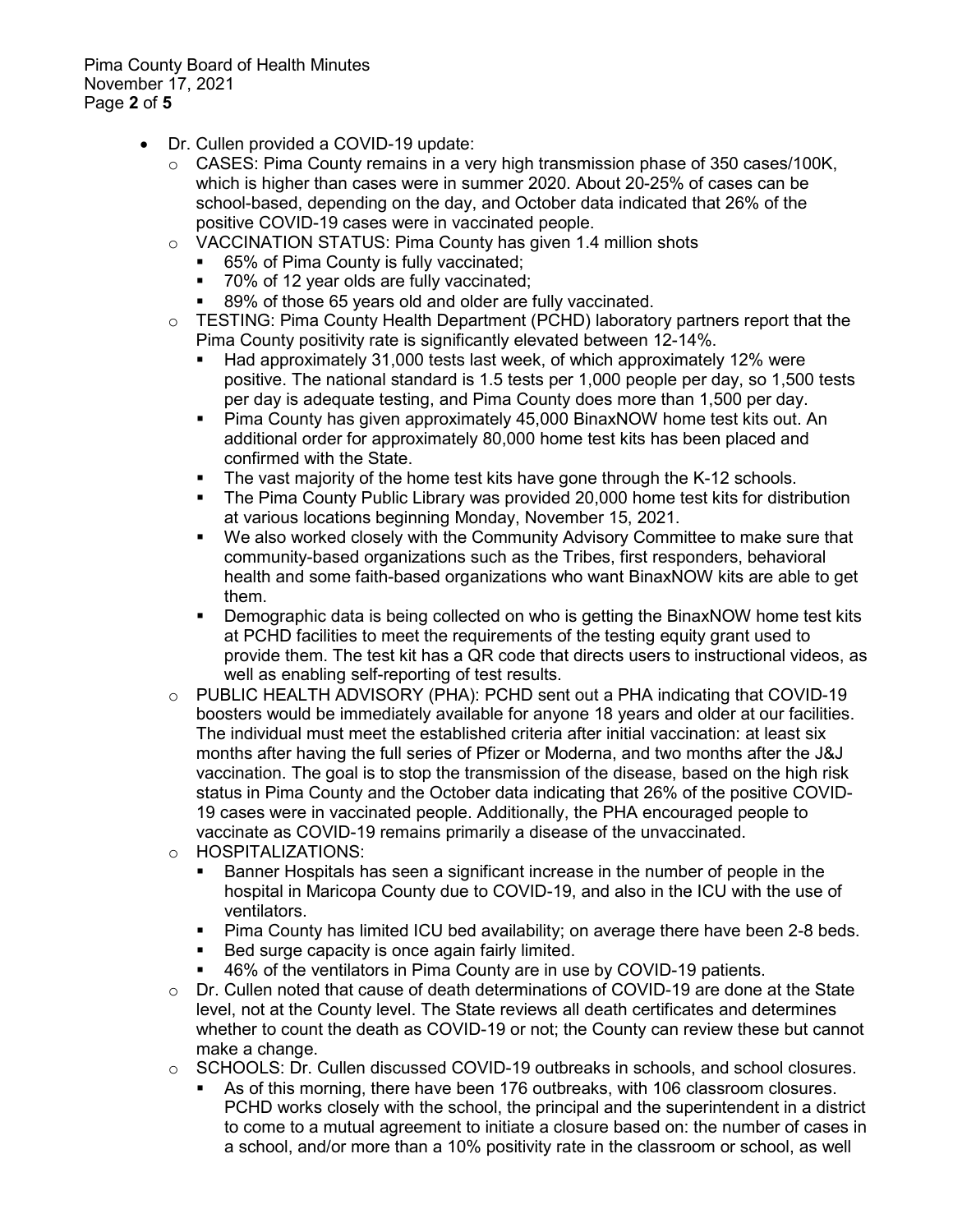- Dr. Cullen provided a COVID-19 update:
  - CASES: Pima County remains in a very high transmission phase of 350 cases/100K, which is higher than cases were in summer 2020. About 20-25% of cases can be school-based, depending on the day, and October data indicated that 26% of the positive COVID-19 cases were in vaccinated people.
  - VACCINATION STATUS: Pima County has given 1.4 million shots
    - 65% of Pima County is fully vaccinated;
    - 70% of 12 year olds are fully vaccinated;
    - 89% of those 65 years old and older are fully vaccinated.
  - TESTING: Pima County Health Department (PCHD) laboratory partners report that the Pima County positivity rate is significantly elevated between 12-14%.
    - Had approximately 31,000 tests last week, of which approximately 12% were positive. The national standard is 1.5 tests per 1,000 people per day, so 1,500 tests per day is adequate testing, and Pima County does more than 1,500 per day.
    - Pima County has given approximately 45,000 BinaxNOW home test kits out. An additional order for approximately 80,000 home test kits has been placed and confirmed with the State.
    - The vast majority of the home test kits have gone through the K-12 schools.
    - The Pima County Public Library was provided 20,000 home test kits for distribution at various locations beginning Monday, November 15, 2021.
    - We also worked closely with the Community Advisory Committee to make sure that community-based organizations such as the Tribes, first responders, behavioral health and some faith-based organizations who want BinaxNOW kits are able to get them.
    - Demographic data is being collected on who is getting the BinaxNOW home test kits at PCHD facilities to meet the requirements of the testing equity grant used to provide them. The test kit has a QR code that directs users to instructional videos, as well as enabling self-reporting of test results.
  - PUBLIC HEALTH ADVISORY (PHA): PCHD sent out a PHA indicating that COVID-19 boosters would be immediately available for anyone 18 years and older at our facilities. The individual must meet the established criteria after initial vaccination: at least six months after having the full series of Pfizer or Moderna, and two months after the J&J vaccination. The goal is to stop the transmission of the disease, based on the high risk status in Pima County and the October data indicating that 26% of the positive COVID-19 cases were in vaccinated people. Additionally, the PHA encouraged people to vaccinate as COVID-19 remains primarily a disease of the unvaccinated.
  - HOSPITALIZATIONS:
    - Banner Hospitals has seen a significant increase in the number of people in the hospital in Maricopa County due to COVID-19, and also in the ICU with the use of ventilators.
    - Pima County has limited ICU bed availability; on average there have been 2-8 beds.
    - Bed surge capacity is once again fairly limited.
    - 46% of the ventilators in Pima County are in use by COVID-19 patients.
  - Dr. Cullen noted that cause of death determinations of COVID-19 are done at the State level, not at the County level. The State reviews all death certificates and determines whether to count the death as COVID-19 or not; the County can review these but cannot make a change.
  - SCHOOLS: Dr. Cullen discussed COVID-19 outbreaks in schools, and school closures.
    - As of this morning, there have been 176 outbreaks, with 106 classroom closures. PCHD works closely with the school, the principal and the superintendent in a district to come to a mutual agreement to initiate a closure based on: the number of cases in a school, and/or more than a 10% positivity rate in the classroom or school, as well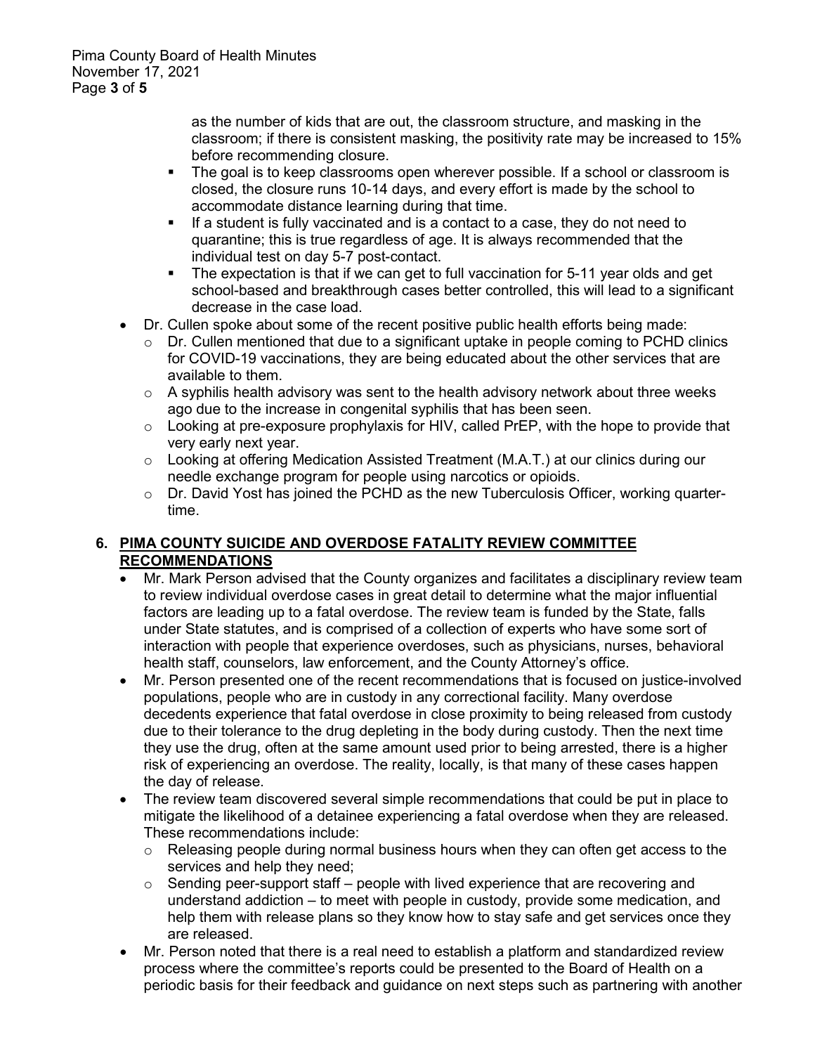as the number of kids that are out, the classroom structure, and masking in the classroom; if there is consistent masking, the positivity rate may be increased to 15% before recommending closure.
    - The goal is to keep classrooms open wherever possible. If a school or classroom is closed, the closure runs 10-14 days, and every effort is made by the school to accommodate distance learning during that time.
    - If a student is fully vaccinated and is a contact to a case, they do not need to quarantine; this is true regardless of age. It is always recommended that the individual test on day 5-7 post-contact.
    - The expectation is that if we can get to full vaccination for 5-11 year olds and get school-based and breakthrough cases better controlled, this will lead to a significant decrease in the case load.
- Dr. Cullen spoke about some of the recent positive public health efforts being made:
    - Dr. Cullen mentioned that due to a significant uptake in people coming to PCHD clinics for COVID-19 vaccinations, they are being educated about the other services that are available to them.
    - A syphilis health advisory was sent to the health advisory network about three weeks ago due to the increase in congenital syphilis that has been seen.
    - Looking at pre-exposure prophylaxis for HIV, called PrEP, with the hope to provide that very early next year.
    - Looking at offering Medication Assisted Treatment (M.A.T.) at our clinics during our needle exchange program for people using narcotics or opioids.
    - Dr. David Yost has joined the PCHD as the new Tuberculosis Officer, working quarter-time.

**6. <u>PIMA COUNTY SUICIDE AND OVERDOSE FATALITY REVIEW COMMITTEE RECOMMENDATIONS</u>**

- Mr. Mark Person advised that the County organizes and facilitates a disciplinary review team to review individual overdose cases in great detail to determine what the major influential factors are leading up to a fatal overdose. The review team is funded by the State, falls under State statutes, and is comprised of a collection of experts who have some sort of interaction with people that experience overdoses, such as physicians, nurses, behavioral health staff, counselors, law enforcement, and the County Attorney's office.
- Mr. Person presented one of the recent recommendations that is focused on justice-involved populations, people who are in custody in any correctional facility. Many overdose decedents experience that fatal overdose in close proximity to being released from custody due to their tolerance to the drug depleting in the body during custody. Then the next time they use the drug, often at the same amount used prior to being arrested, there is a higher risk of experiencing an overdose. The reality, locally, is that many of these cases happen the day of release.
- The review team discovered several simple recommendations that could be put in place to mitigate the likelihood of a detainee experiencing a fatal overdose when they are released. These recommendations include:
    - Releasing people during normal business hours when they can often get access to the services and help they need;
    - Sending peer-support staff – people with lived experience that are recovering and understand addiction – to meet with people in custody, provide some medication, and help them with release plans so they know how to stay safe and get services once they are released.
- Mr. Person noted that there is a real need to establish a platform and standardized review process where the committee's reports could be presented to the Board of Health on a periodic basis for their feedback and guidance on next steps such as partnering with another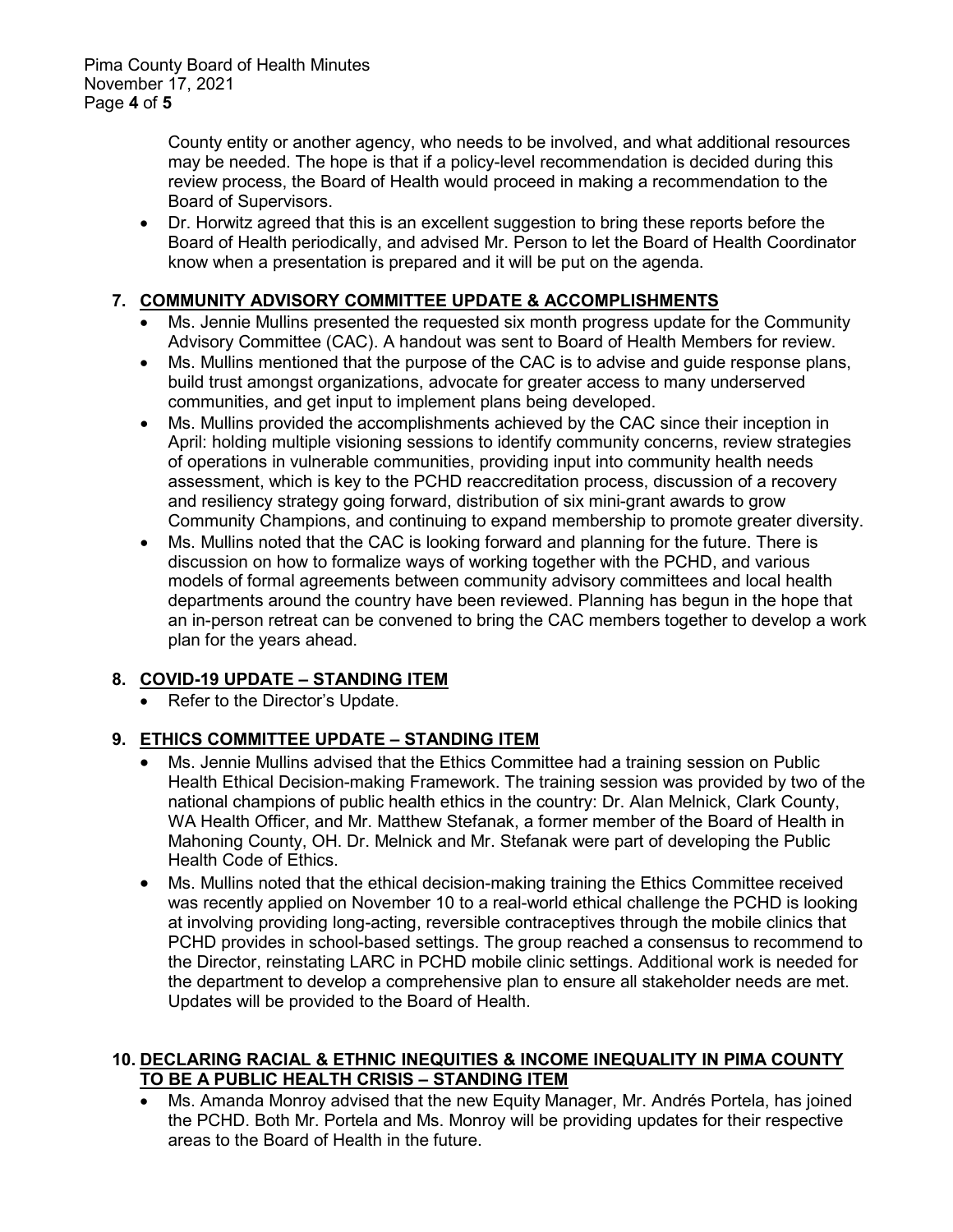County entity or another agency, who needs to be involved, and what additional resources may be needed. The hope is that if a policy-level recommendation is decided during this review process, the Board of Health would proceed in making a recommendation to the Board of Supervisors.

- Dr. Horwitz agreed that this is an excellent suggestion to bring these reports before the Board of Health periodically, and advised Mr. Person to let the Board of Health Coordinator know when a presentation is prepared and it will be put on the agenda.

## 7. COMMUNITY ADVISORY COMMITTEE UPDATE & ACCOMPLISHMENTS

- Ms. Jennie Mullins presented the requested six month progress update for the Community Advisory Committee (CAC). A handout was sent to Board of Health Members for review.
- Ms. Mullins mentioned that the purpose of the CAC is to advise and guide response plans, build trust amongst organizations, advocate for greater access to many underserved communities, and get input to implement plans being developed.
- Ms. Mullins provided the accomplishments achieved by the CAC since their inception in April: holding multiple visioning sessions to identify community concerns, review strategies of operations in vulnerable communities, providing input into community health needs assessment, which is key to the PCHD reaccreditation process, discussion of a recovery and resiliency strategy going forward, distribution of six mini-grant awards to grow Community Champions, and continuing to expand membership to promote greater diversity.
- Ms. Mullins noted that the CAC is looking forward and planning for the future. There is discussion on how to formalize ways of working together with the PCHD, and various models of formal agreements between community advisory committees and local health departments around the country have been reviewed. Planning has begun in the hope that an in-person retreat can be convened to bring the CAC members together to develop a work plan for the years ahead.

## 8. COVID-19 UPDATE – STANDING ITEM

- Refer to the Director's Update.

## 9. ETHICS COMMITTEE UPDATE – STANDING ITEM

- Ms. Jennie Mullins advised that the Ethics Committee had a training session on Public Health Ethical Decision-making Framework. The training session was provided by two of the national champions of public health ethics in the country: Dr. Alan Melnick, Clark County, WA Health Officer, and Mr. Matthew Stefanak, a former member of the Board of Health in Mahoning County, OH. Dr. Melnick and Mr. Stefanak were part of developing the Public Health Code of Ethics.
- Ms. Mullins noted that the ethical decision-making training the Ethics Committee received was recently applied on November 10 to a real-world ethical challenge the PCHD is looking at involving providing long-acting, reversible contraceptives through the mobile clinics that PCHD provides in school-based settings. The group reached a consensus to recommend to the Director, reinstating LARC in PCHD mobile clinic settings. Additional work is needed for the department to develop a comprehensive plan to ensure all stakeholder needs are met. Updates will be provided to the Board of Health.

## 10. DECLARING RACIAL & ETHNIC INEQUITIES & INCOME INEQUALITY IN PIMA COUNTY TO BE A PUBLIC HEALTH CRISIS – STANDING ITEM

- Ms. Amanda Monroy advised that the new Equity Manager, Mr. Andrés Portela, has joined the PCHD. Both Mr. Portela and Ms. Monroy will be providing updates for their respective areas to the Board of Health in the future.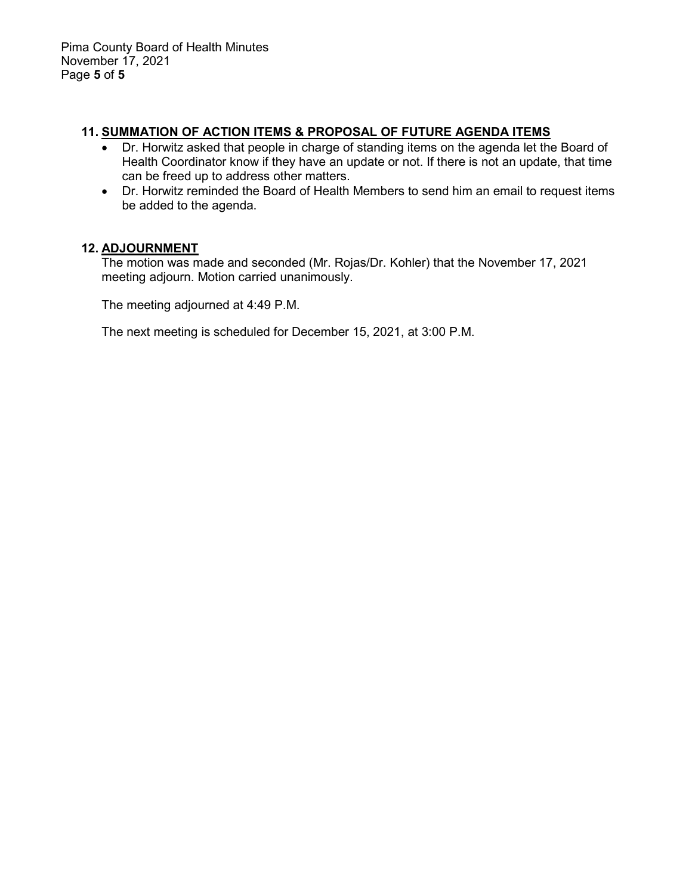**11. SUMMATION OF ACTION ITEMS & PROPOSAL OF FUTURE AGENDA ITEMS**

- Dr. Horwitz asked that people in charge of standing items on the agenda let the Board of Health Coordinator know if they have an update or not. If there is not an update, that time can be freed up to address other matters.
- Dr. Horwitz reminded the Board of Health Members to send him an email to request items be added to the agenda.

**12. ADJOURNMENT**

The motion was made and seconded (Mr. Rojas/Dr. Kohler) that the November 17, 2021 meeting adjourn. Motion carried unanimously.

The meeting adjourned at 4:49 P.M.

The next meeting is scheduled for December 15, 2021, at 3:00 P.M.